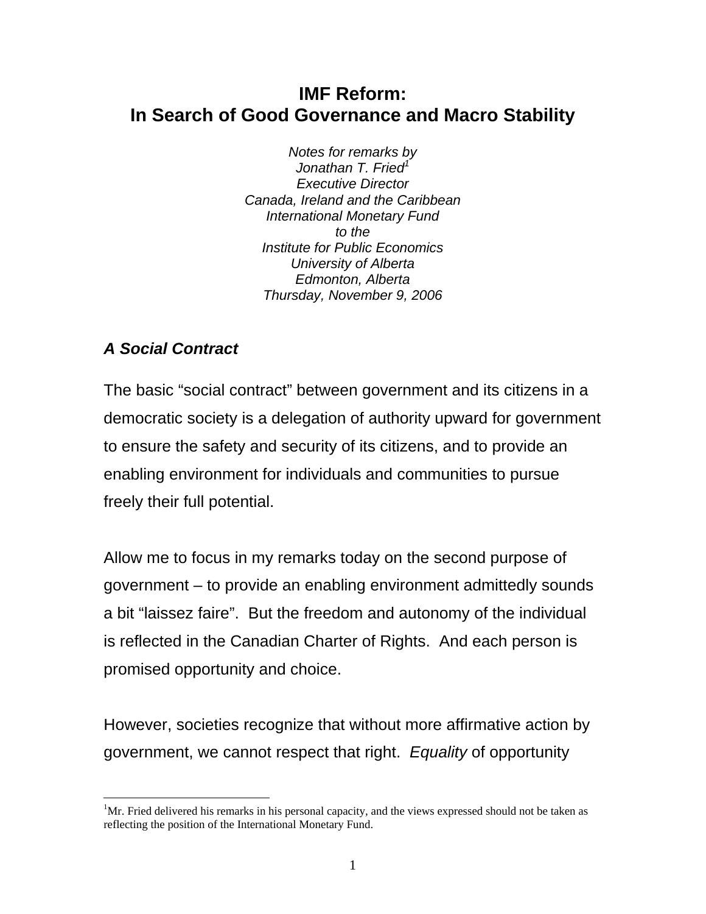# IMF Reform:
# In Search of Good Governance and Macro Stability

*Notes for remarks by*
*Jonathan T. Fried*[1]
*Executive Director*
*Canada, Ireland and the Caribbean*
*International Monetary Fund*
*to the*
*Institute for Public Economics*
*University of Alberta*
*Edmonton, Alberta*
*Thursday, November 9, 2006*

### *A Social Contract*

The basic "social contract" between government and its citizens in a democratic society is a delegation of authority upward for government to ensure the safety and security of its citizens, and to provide an enabling environment for individuals and communities to pursue freely their full potential.

Allow me to focus in my remarks today on the second purpose of government – to provide an enabling environment admittedly sounds a bit "laissez faire". But the freedom and autonomy of the individual is reflected in the Canadian Charter of Rights. And each person is promised opportunity and choice.

However, societies recognize that without more affirmative action by government, we cannot respect that right. *Equality* of opportunity

[1] Mr. Fried delivered his remarks in his personal capacity, and the views expressed should not be taken as reflecting the position of the International Monetary Fund.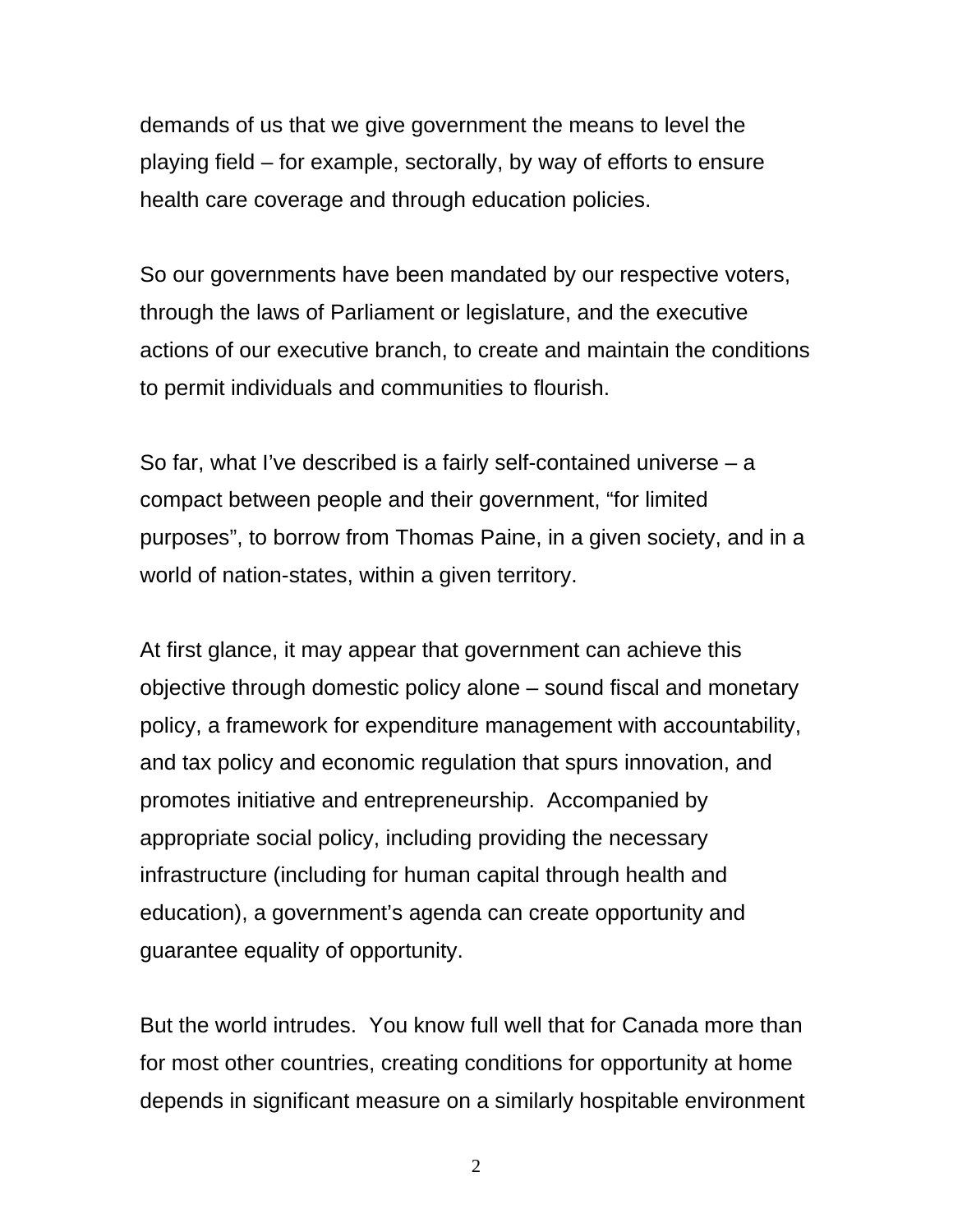demands of us that we give government the means to level the playing field – for example, sectorally, by way of efforts to ensure health care coverage and through education policies.

So our governments have been mandated by our respective voters, through the laws of Parliament or legislature, and the executive actions of our executive branch, to create and maintain the conditions to permit individuals and communities to flourish.

So far, what I've described is a fairly self-contained universe – a compact between people and their government, "for limited purposes", to borrow from Thomas Paine, in a given society, and in a world of nation-states, within a given territory.

At first glance, it may appear that government can achieve this objective through domestic policy alone – sound fiscal and monetary policy, a framework for expenditure management with accountability, and tax policy and economic regulation that spurs innovation, and promotes initiative and entrepreneurship. Accompanied by appropriate social policy, including providing the necessary infrastructure (including for human capital through health and education), a government's agenda can create opportunity and guarantee equality of opportunity.

But the world intrudes. You know full well that for Canada more than for most other countries, creating conditions for opportunity at home depends in significant measure on a similarly hospitable environment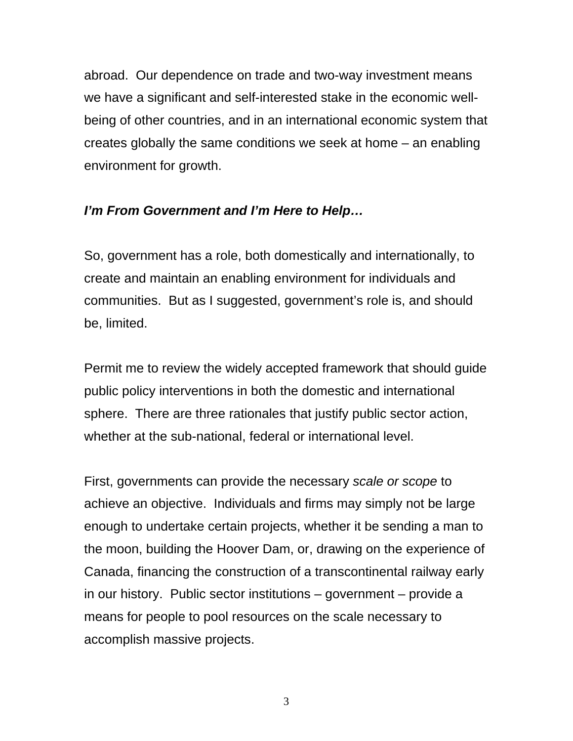abroad. Our dependence on trade and two-way investment means we have a significant and self-interested stake in the economic well-being of other countries, and in an international economic system that creates globally the same conditions we seek at home – an enabling environment for growth.

***I'm From Government and I'm Here to Help…***

So, government has a role, both domestically and internationally, to create and maintain an enabling environment for individuals and communities. But as I suggested, government's role is, and should be, limited.

Permit me to review the widely accepted framework that should guide public policy interventions in both the domestic and international sphere. There are three rationales that justify public sector action, whether at the sub-national, federal or international level.

First, governments can provide the necessary *scale or scope* to achieve an objective. Individuals and firms may simply not be large enough to undertake certain projects, whether it be sending a man to the moon, building the Hoover Dam, or, drawing on the experience of Canada, financing the construction of a transcontinental railway early in our history. Public sector institutions – government – provide a means for people to pool resources on the scale necessary to accomplish massive projects.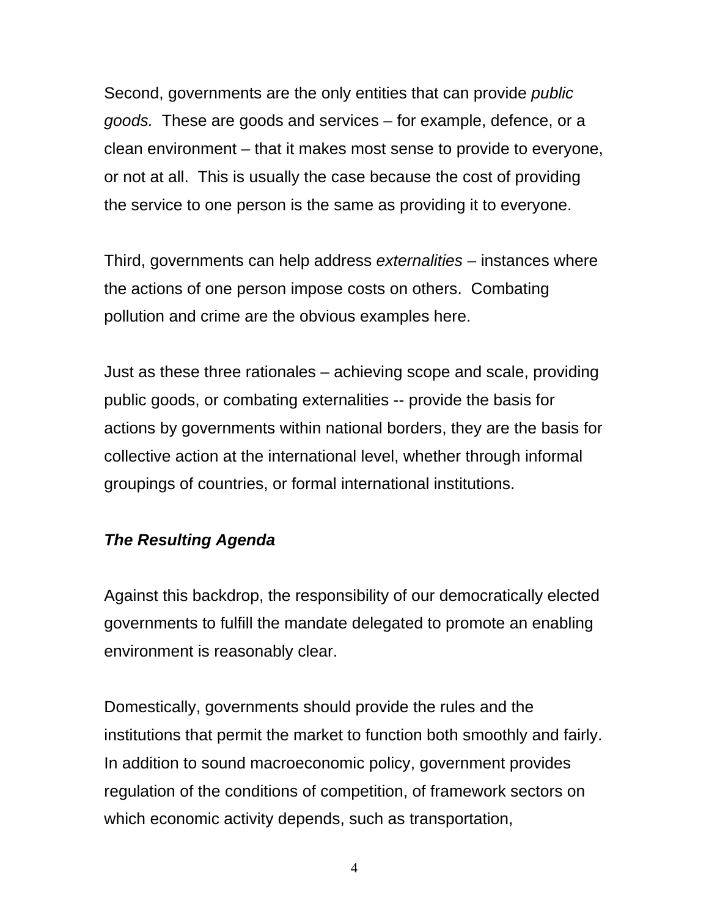Second, governments are the only entities that can provide *public goods.* These are goods and services – for example, defence, or a clean environment – that it makes most sense to provide to everyone, or not at all. This is usually the case because the cost of providing the service to one person is the same as providing it to everyone.

Third, governments can help address *externalities* – instances where the actions of one person impose costs on others. Combating pollution and crime are the obvious examples here.

Just as these three rationales – achieving scope and scale, providing public goods, or combating externalities -- provide the basis for actions by governments within national borders, they are the basis for collective action at the international level, whether through informal groupings of countries, or formal international institutions.

***The Resulting Agenda***

Against this backdrop, the responsibility of our democratically elected governments to fulfill the mandate delegated to promote an enabling environment is reasonably clear.

Domestically, governments should provide the rules and the institutions that permit the market to function both smoothly and fairly. In addition to sound macroeconomic policy, government provides regulation of the conditions of competition, of framework sectors on which economic activity depends, such as transportation,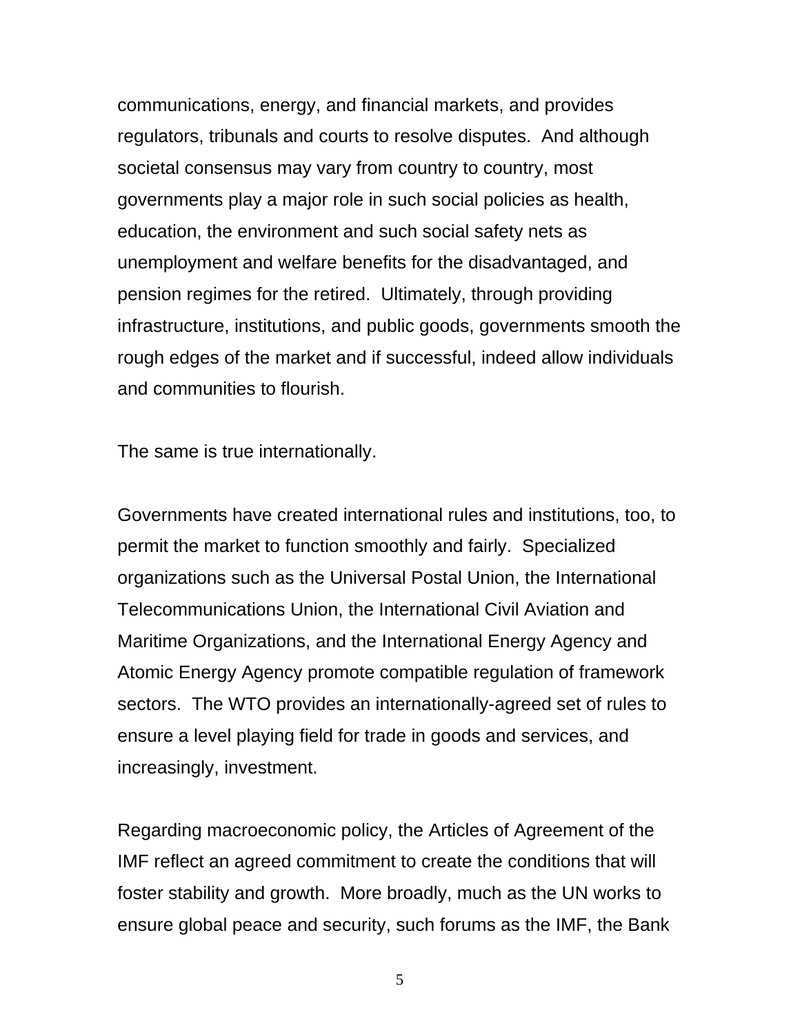communications, energy, and financial markets, and provides regulators, tribunals and courts to resolve disputes. And although societal consensus may vary from country to country, most governments play a major role in such social policies as health, education, the environment and such social safety nets as unemployment and welfare benefits for the disadvantaged, and pension regimes for the retired. Ultimately, through providing infrastructure, institutions, and public goods, governments smooth the rough edges of the market and if successful, indeed allow individuals and communities to flourish.

The same is true internationally.

Governments have created international rules and institutions, too, to permit the market to function smoothly and fairly. Specialized organizations such as the Universal Postal Union, the International Telecommunications Union, the International Civil Aviation and Maritime Organizations, and the International Energy Agency and Atomic Energy Agency promote compatible regulation of framework sectors. The WTO provides an internationally-agreed set of rules to ensure a level playing field for trade in goods and services, and increasingly, investment.

Regarding macroeconomic policy, the Articles of Agreement of the IMF reflect an agreed commitment to create the conditions that will foster stability and growth. More broadly, much as the UN works to ensure global peace and security, such forums as the IMF, the Bank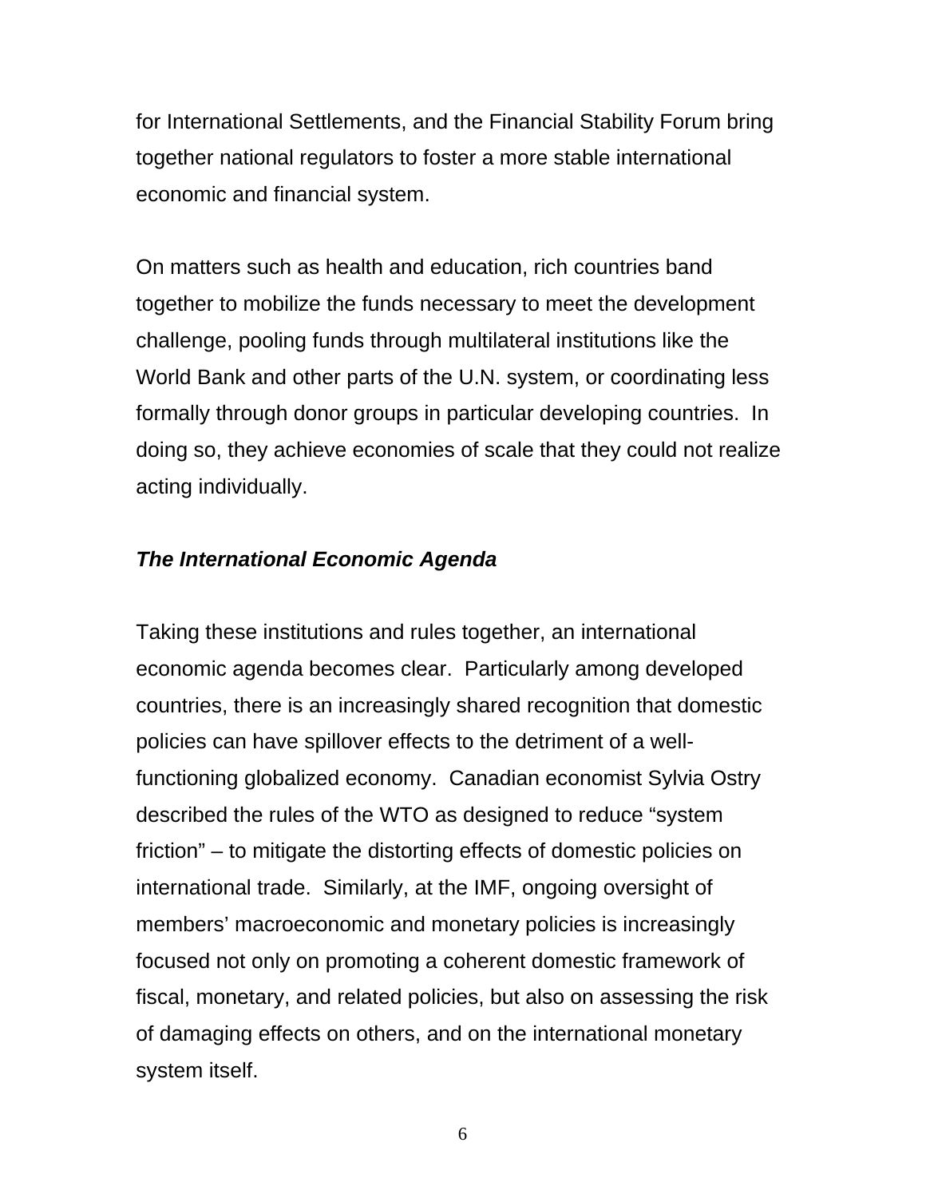for International Settlements, and the Financial Stability Forum bring together national regulators to foster a more stable international economic and financial system.

On matters such as health and education, rich countries band together to mobilize the funds necessary to meet the development challenge, pooling funds through multilateral institutions like the World Bank and other parts of the U.N. system, or coordinating less formally through donor groups in particular developing countries. In doing so, they achieve economies of scale that they could not realize acting individually.

***The International Economic Agenda***

Taking these institutions and rules together, an international economic agenda becomes clear. Particularly among developed countries, there is an increasingly shared recognition that domestic policies can have spillover effects to the detriment of a well-functioning globalized economy. Canadian economist Sylvia Ostry described the rules of the WTO as designed to reduce "system friction" – to mitigate the distorting effects of domestic policies on international trade. Similarly, at the IMF, ongoing oversight of members' macroeconomic and monetary policies is increasingly focused not only on promoting a coherent domestic framework of fiscal, monetary, and related policies, but also on assessing the risk of damaging effects on others, and on the international monetary system itself.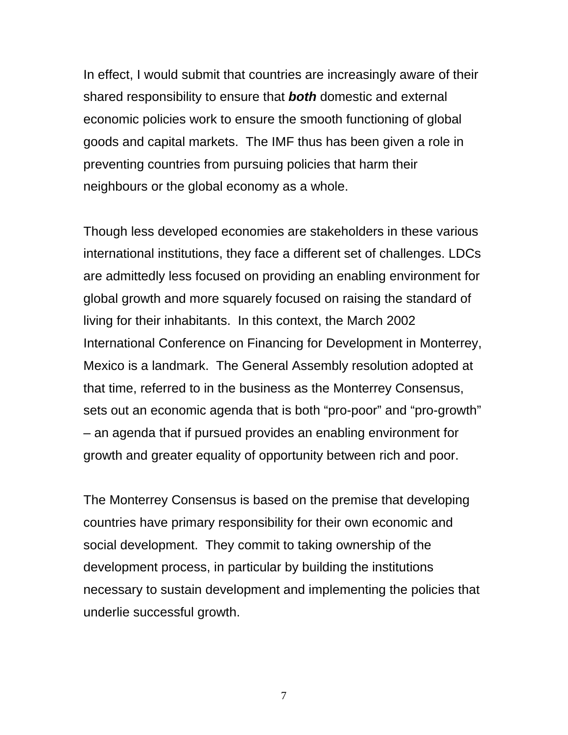In effect, I would submit that countries are increasingly aware of their shared responsibility to ensure that ***both*** domestic and external economic policies work to ensure the smooth functioning of global goods and capital markets. The IMF thus has been given a role in preventing countries from pursuing policies that harm their neighbours or the global economy as a whole.

Though less developed economies are stakeholders in these various international institutions, they face a different set of challenges. LDCs are admittedly less focused on providing an enabling environment for global growth and more squarely focused on raising the standard of living for their inhabitants. In this context, the March 2002 International Conference on Financing for Development in Monterrey, Mexico is a landmark. The General Assembly resolution adopted at that time, referred to in the business as the Monterrey Consensus, sets out an economic agenda that is both "pro-poor" and "pro-growth" – an agenda that if pursued provides an enabling environment for growth and greater equality of opportunity between rich and poor.

The Monterrey Consensus is based on the premise that developing countries have primary responsibility for their own economic and social development. They commit to taking ownership of the development process, in particular by building the institutions necessary to sustain development and implementing the policies that underlie successful growth.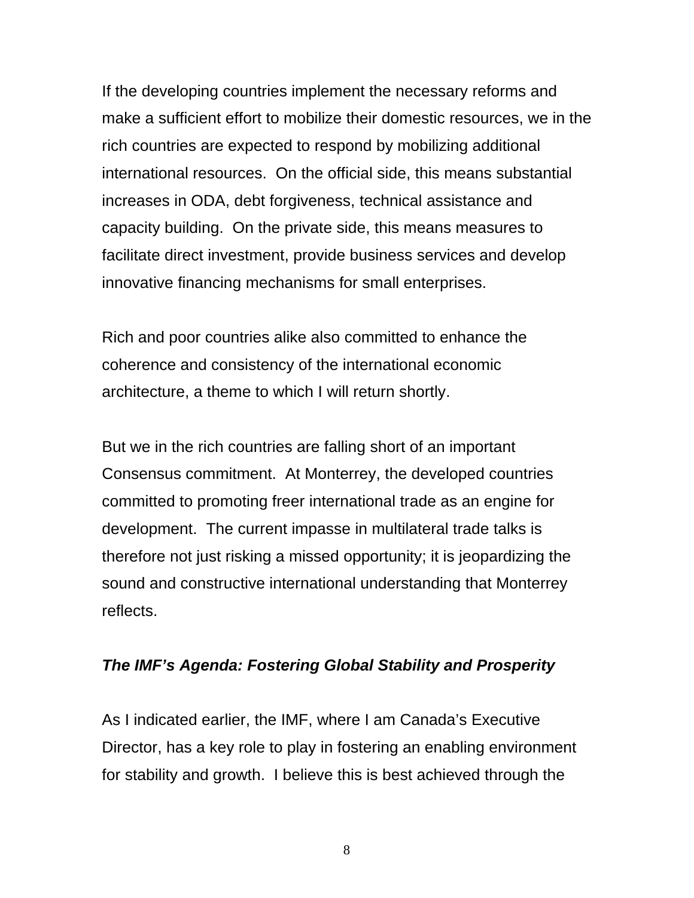If the developing countries implement the necessary reforms and make a sufficient effort to mobilize their domestic resources, we in the rich countries are expected to respond by mobilizing additional international resources. On the official side, this means substantial increases in ODA, debt forgiveness, technical assistance and capacity building. On the private side, this means measures to facilitate direct investment, provide business services and develop innovative financing mechanisms for small enterprises.

Rich and poor countries alike also committed to enhance the coherence and consistency of the international economic architecture, a theme to which I will return shortly.

But we in the rich countries are falling short of an important Consensus commitment. At Monterrey, the developed countries committed to promoting freer international trade as an engine for development. The current impasse in multilateral trade talks is therefore not just risking a missed opportunity; it is jeopardizing the sound and constructive international understanding that Monterrey reflects.

### *The IMF's Agenda: Fostering Global Stability and Prosperity*

As I indicated earlier, the IMF, where I am Canada's Executive Director, has a key role to play in fostering an enabling environment for stability and growth. I believe this is best achieved through the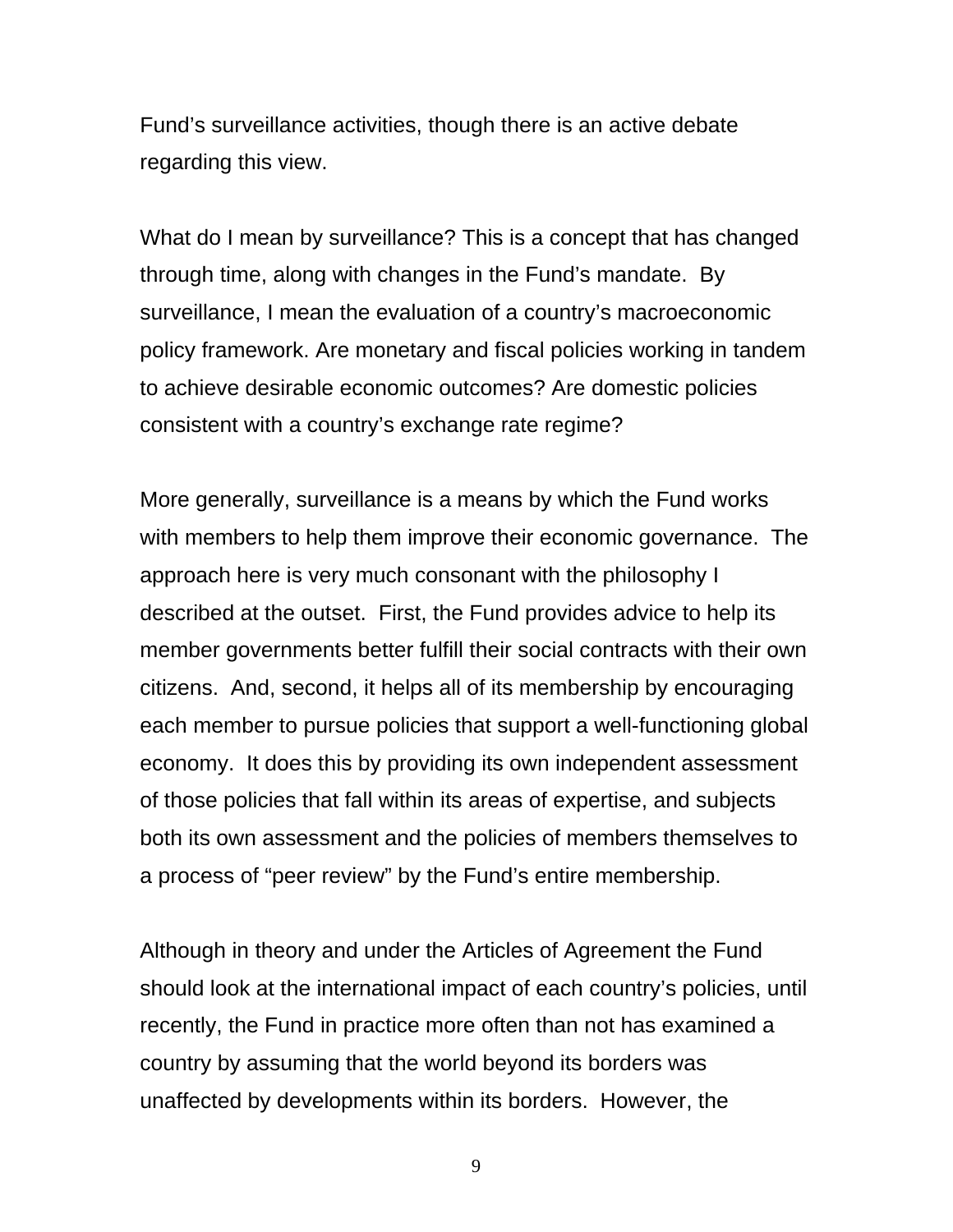Fund’s surveillance activities, though there is an active debate regarding this view.

What do I mean by surveillance? This is a concept that has changed through time, along with changes in the Fund’s mandate. By surveillance, I mean the evaluation of a country’s macroeconomic policy framework. Are monetary and fiscal policies working in tandem to achieve desirable economic outcomes? Are domestic policies consistent with a country’s exchange rate regime?

More generally, surveillance is a means by which the Fund works with members to help them improve their economic governance. The approach here is very much consonant with the philosophy I described at the outset. First, the Fund provides advice to help its member governments better fulfill their social contracts with their own citizens. And, second, it helps all of its membership by encouraging each member to pursue policies that support a well-functioning global economy. It does this by providing its own independent assessment of those policies that fall within its areas of expertise, and subjects both its own assessment and the policies of members themselves to a process of “peer review” by the Fund’s entire membership.

Although in theory and under the Articles of Agreement the Fund should look at the international impact of each country’s policies, until recently, the Fund in practice more often than not has examined a country by assuming that the world beyond its borders was unaffected by developments within its borders. However, the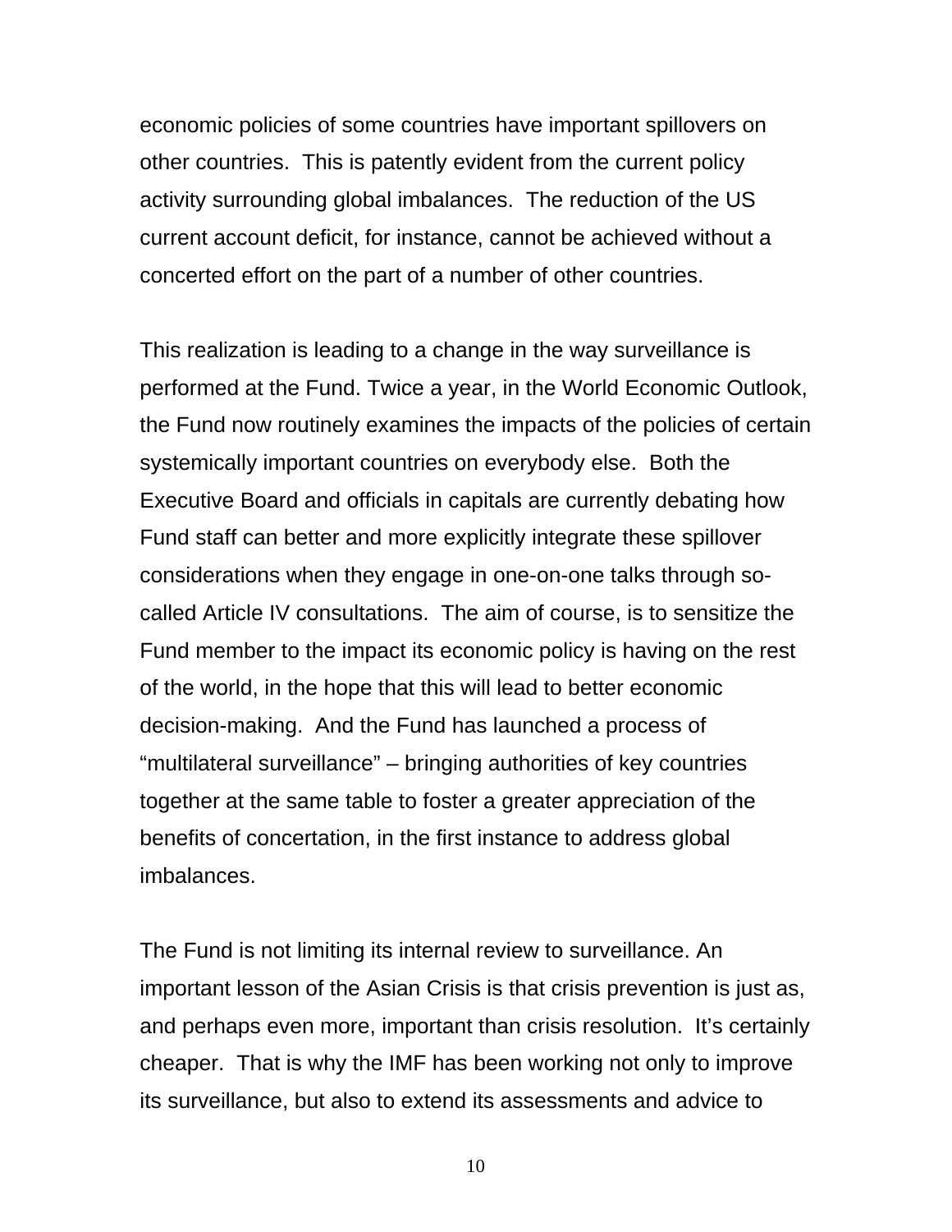economic policies of some countries have important spillovers on other countries. This is patently evident from the current policy activity surrounding global imbalances. The reduction of the US current account deficit, for instance, cannot be achieved without a concerted effort on the part of a number of other countries.

This realization is leading to a change in the way surveillance is performed at the Fund. Twice a year, in the World Economic Outlook, the Fund now routinely examines the impacts of the policies of certain systemically important countries on everybody else. Both the Executive Board and officials in capitals are currently debating how Fund staff can better and more explicitly integrate these spillover considerations when they engage in one-on-one talks through so-called Article IV consultations. The aim of course, is to sensitize the Fund member to the impact its economic policy is having on the rest of the world, in the hope that this will lead to better economic decision-making. And the Fund has launched a process of "multilateral surveillance" – bringing authorities of key countries together at the same table to foster a greater appreciation of the benefits of concertation, in the first instance to address global imbalances.

The Fund is not limiting its internal review to surveillance. An important lesson of the Asian Crisis is that crisis prevention is just as, and perhaps even more, important than crisis resolution. It's certainly cheaper. That is why the IMF has been working not only to improve its surveillance, but also to extend its assessments and advice to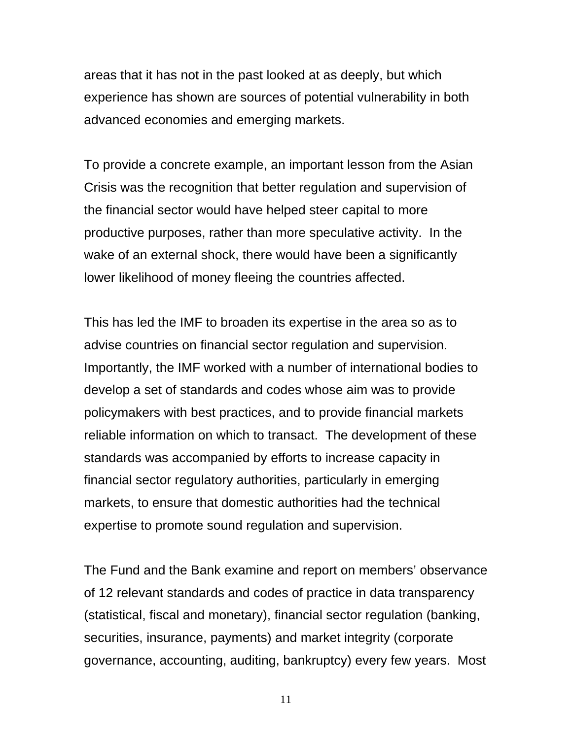areas that it has not in the past looked at as deeply, but which experience has shown are sources of potential vulnerability in both advanced economies and emerging markets.

To provide a concrete example, an important lesson from the Asian Crisis was the recognition that better regulation and supervision of the financial sector would have helped steer capital to more productive purposes, rather than more speculative activity. In the wake of an external shock, there would have been a significantly lower likelihood of money fleeing the countries affected.

This has led the IMF to broaden its expertise in the area so as to advise countries on financial sector regulation and supervision. Importantly, the IMF worked with a number of international bodies to develop a set of standards and codes whose aim was to provide policymakers with best practices, and to provide financial markets reliable information on which to transact. The development of these standards was accompanied by efforts to increase capacity in financial sector regulatory authorities, particularly in emerging markets, to ensure that domestic authorities had the technical expertise to promote sound regulation and supervision.

The Fund and the Bank examine and report on members' observance of 12 relevant standards and codes of practice in data transparency (statistical, fiscal and monetary), financial sector regulation (banking, securities, insurance, payments) and market integrity (corporate governance, accounting, auditing, bankruptcy) every few years. Most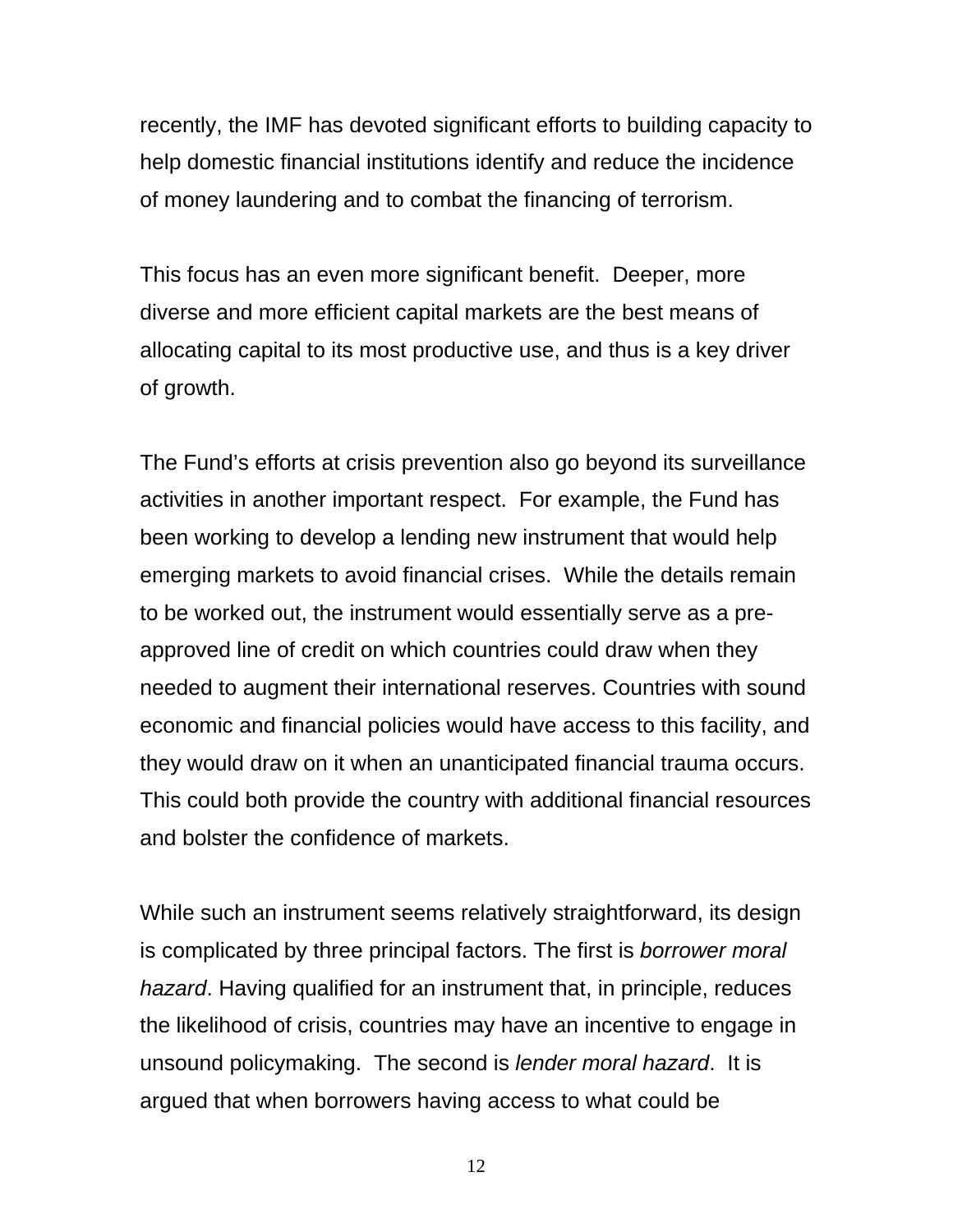recently, the IMF has devoted significant efforts to building capacity to help domestic financial institutions identify and reduce the incidence of money laundering and to combat the financing of terrorism.

This focus has an even more significant benefit. Deeper, more diverse and more efficient capital markets are the best means of allocating capital to its most productive use, and thus is a key driver of growth.

The Fund's efforts at crisis prevention also go beyond its surveillance activities in another important respect. For example, the Fund has been working to develop a lending new instrument that would help emerging markets to avoid financial crises. While the details remain to be worked out, the instrument would essentially serve as a pre-approved line of credit on which countries could draw when they needed to augment their international reserves. Countries with sound economic and financial policies would have access to this facility, and they would draw on it when an unanticipated financial trauma occurs. This could both provide the country with additional financial resources and bolster the confidence of markets.

While such an instrument seems relatively straightforward, its design is complicated by three principal factors. The first is *borrower moral hazard*. Having qualified for an instrument that, in principle, reduces the likelihood of crisis, countries may have an incentive to engage in unsound policymaking. The second is *lender moral hazard*. It is argued that when borrowers having access to what could be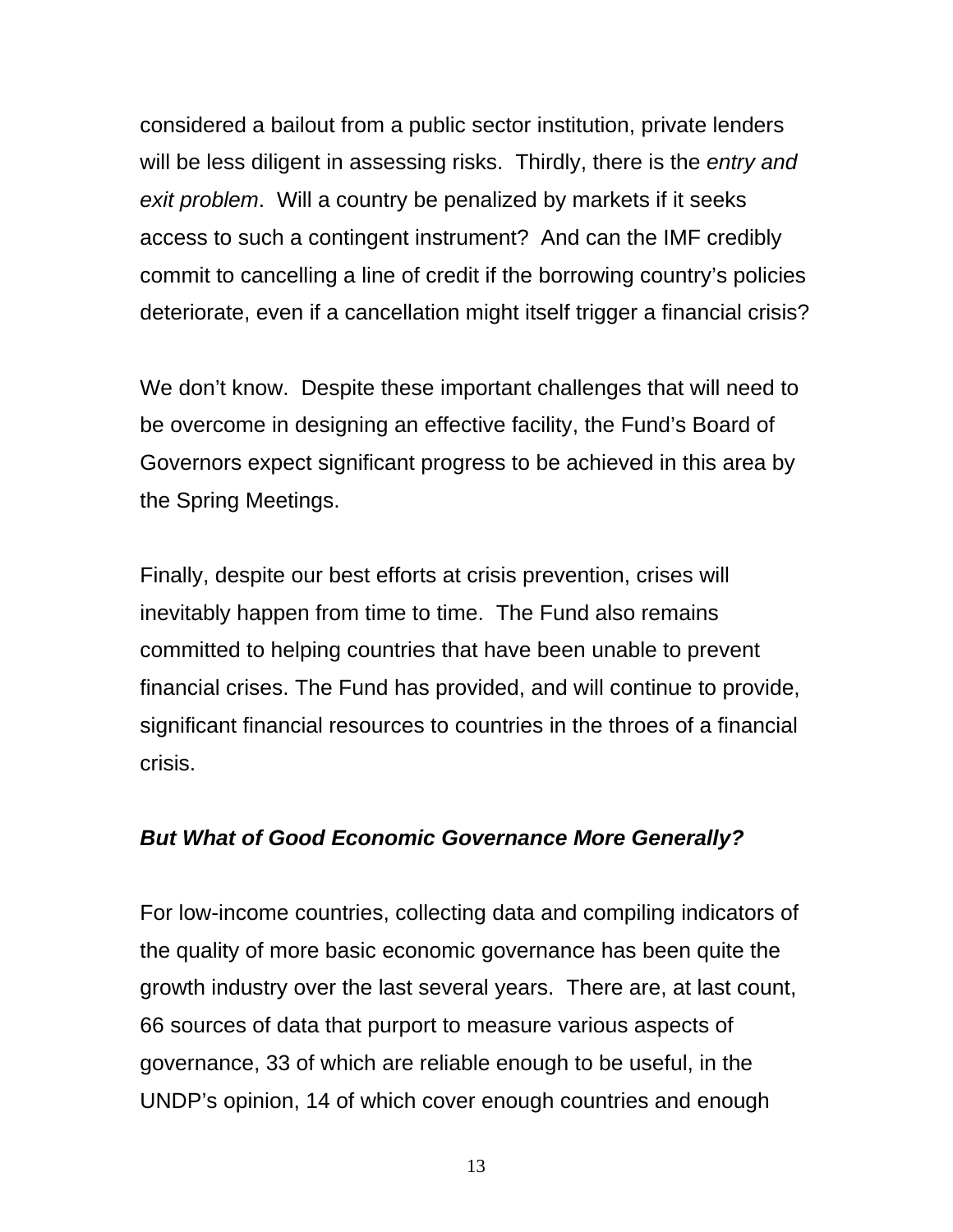considered a bailout from a public sector institution, private lenders will be less diligent in assessing risks. Thirdly, there is the *entry and exit problem*. Will a country be penalized by markets if it seeks access to such a contingent instrument? And can the IMF credibly commit to cancelling a line of credit if the borrowing country's policies deteriorate, even if a cancellation might itself trigger a financial crisis?

We don't know. Despite these important challenges that will need to be overcome in designing an effective facility, the Fund's Board of Governors expect significant progress to be achieved in this area by the Spring Meetings.

Finally, despite our best efforts at crisis prevention, crises will inevitably happen from time to time. The Fund also remains committed to helping countries that have been unable to prevent financial crises. The Fund has provided, and will continue to provide, significant financial resources to countries in the throes of a financial crisis.

### *But What of Good Economic Governance More Generally?*

For low-income countries, collecting data and compiling indicators of the quality of more basic economic governance has been quite the growth industry over the last several years. There are, at last count, 66 sources of data that purport to measure various aspects of governance, 33 of which are reliable enough to be useful, in the UNDP's opinion, 14 of which cover enough countries and enough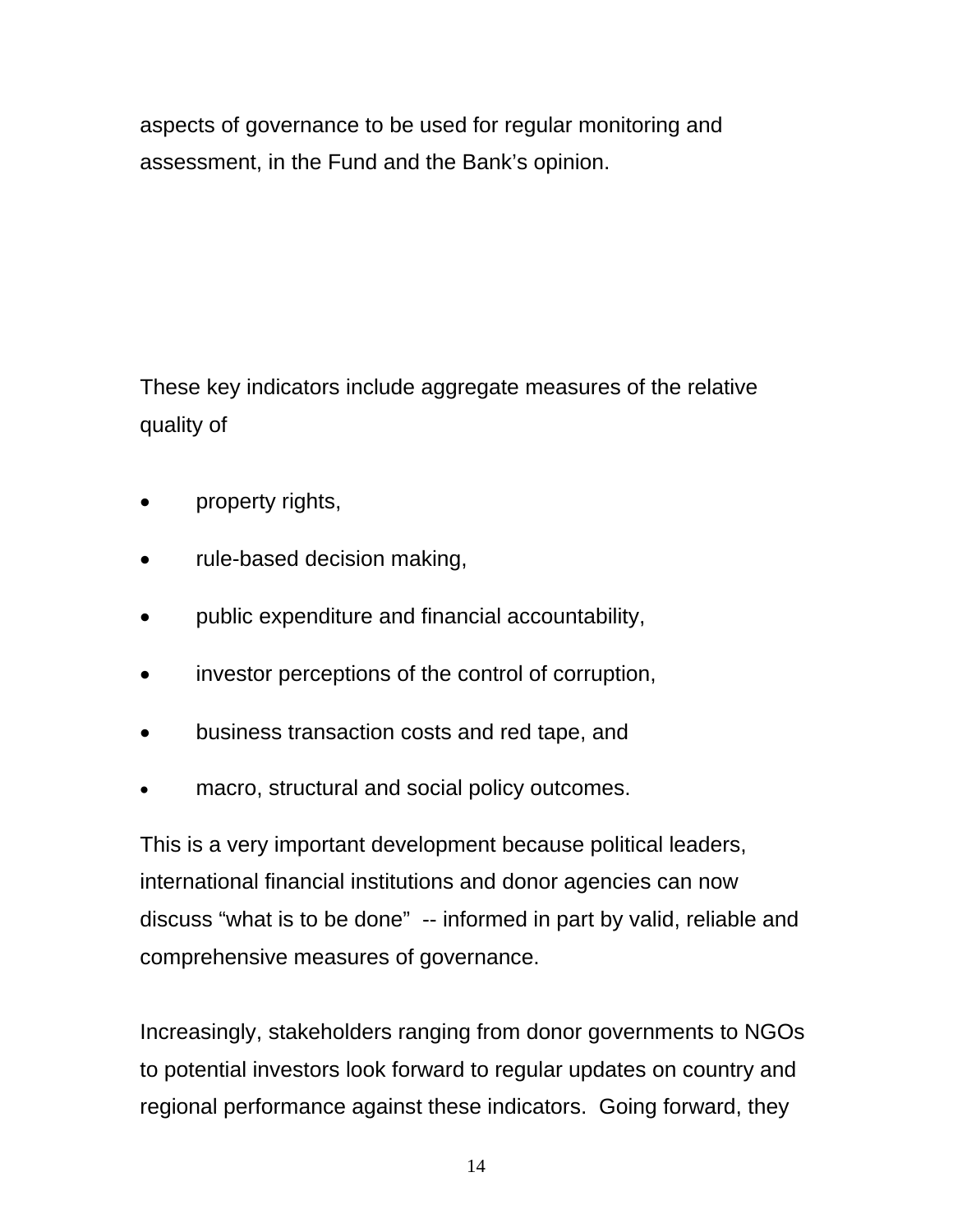aspects of governance to be used for regular monitoring and assessment, in the Fund and the Bank's opinion.

These key indicators include aggregate measures of the relative quality of

- property rights,
- rule-based decision making,
- public expenditure and financial accountability,
- investor perceptions of the control of corruption,
- business transaction costs and red tape, and
- macro, structural and social policy outcomes.

This is a very important development because political leaders, international financial institutions and donor agencies can now discuss "what is to be done" -- informed in part by valid, reliable and comprehensive measures of governance.

Increasingly, stakeholders ranging from donor governments to NGOs to potential investors look forward to regular updates on country and regional performance against these indicators. Going forward, they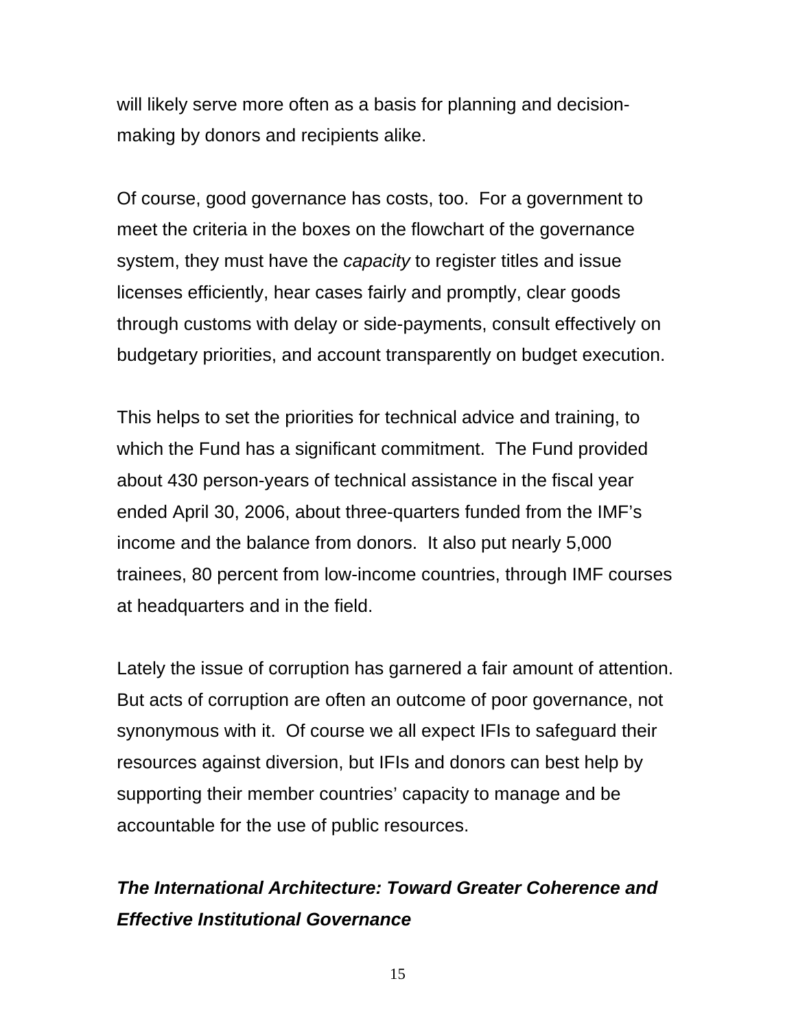will likely serve more often as a basis for planning and decision-making by donors and recipients alike.

Of course, good governance has costs, too. For a government to meet the criteria in the boxes on the flowchart of the governance system, they must have the *capacity* to register titles and issue licenses efficiently, hear cases fairly and promptly, clear goods through customs with delay or side-payments, consult effectively on budgetary priorities, and account transparently on budget execution.

This helps to set the priorities for technical advice and training, to which the Fund has a significant commitment. The Fund provided about 430 person-years of technical assistance in the fiscal year ended April 30, 2006, about three-quarters funded from the IMF's income and the balance from donors. It also put nearly 5,000 trainees, 80 percent from low-income countries, through IMF courses at headquarters and in the field.

Lately the issue of corruption has garnered a fair amount of attention. But acts of corruption are often an outcome of poor governance, not synonymous with it. Of course we all expect IFIs to safeguard their resources against diversion, but IFIs and donors can best help by supporting their member countries' capacity to manage and be accountable for the use of public resources.

## *The International Architecture: Toward Greater Coherence and Effective Institutional Governance*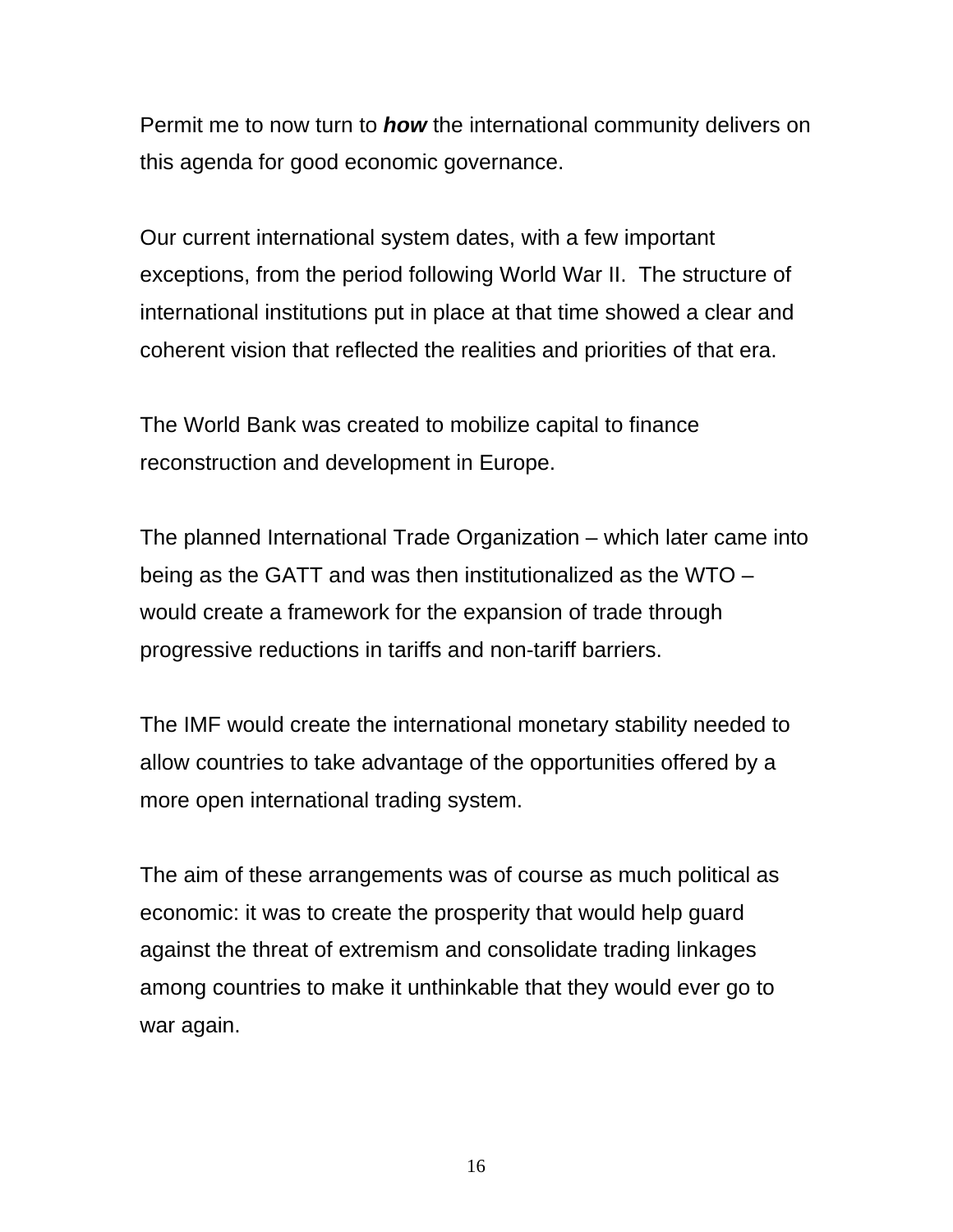Permit me to now turn to ***how*** the international community delivers on this agenda for good economic governance.

Our current international system dates, with a few important exceptions, from the period following World War II. The structure of international institutions put in place at that time showed a clear and coherent vision that reflected the realities and priorities of that era.

The World Bank was created to mobilize capital to finance reconstruction and development in Europe.

The planned International Trade Organization – which later came into being as the GATT and was then institutionalized as the WTO – would create a framework for the expansion of trade through progressive reductions in tariffs and non-tariff barriers.

The IMF would create the international monetary stability needed to allow countries to take advantage of the opportunities offered by a more open international trading system.

The aim of these arrangements was of course as much political as economic: it was to create the prosperity that would help guard against the threat of extremism and consolidate trading linkages among countries to make it unthinkable that they would ever go to war again.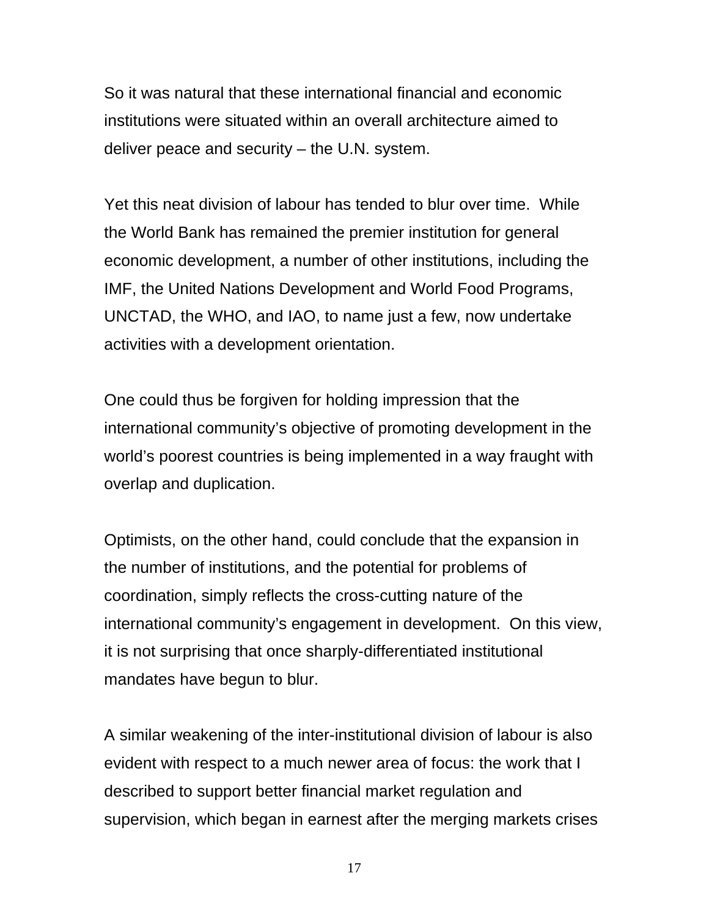So it was natural that these international financial and economic institutions were situated within an overall architecture aimed to deliver peace and security – the U.N. system.

Yet this neat division of labour has tended to blur over time. While the World Bank has remained the premier institution for general economic development, a number of other institutions, including the IMF, the United Nations Development and World Food Programs, UNCTAD, the WHO, and IAO, to name just a few, now undertake activities with a development orientation.

One could thus be forgiven for holding impression that the international community's objective of promoting development in the world's poorest countries is being implemented in a way fraught with overlap and duplication.

Optimists, on the other hand, could conclude that the expansion in the number of institutions, and the potential for problems of coordination, simply reflects the cross-cutting nature of the international community's engagement in development. On this view, it is not surprising that once sharply-differentiated institutional mandates have begun to blur.

A similar weakening of the inter-institutional division of labour is also evident with respect to a much newer area of focus: the work that I described to support better financial market regulation and supervision, which began in earnest after the merging markets crises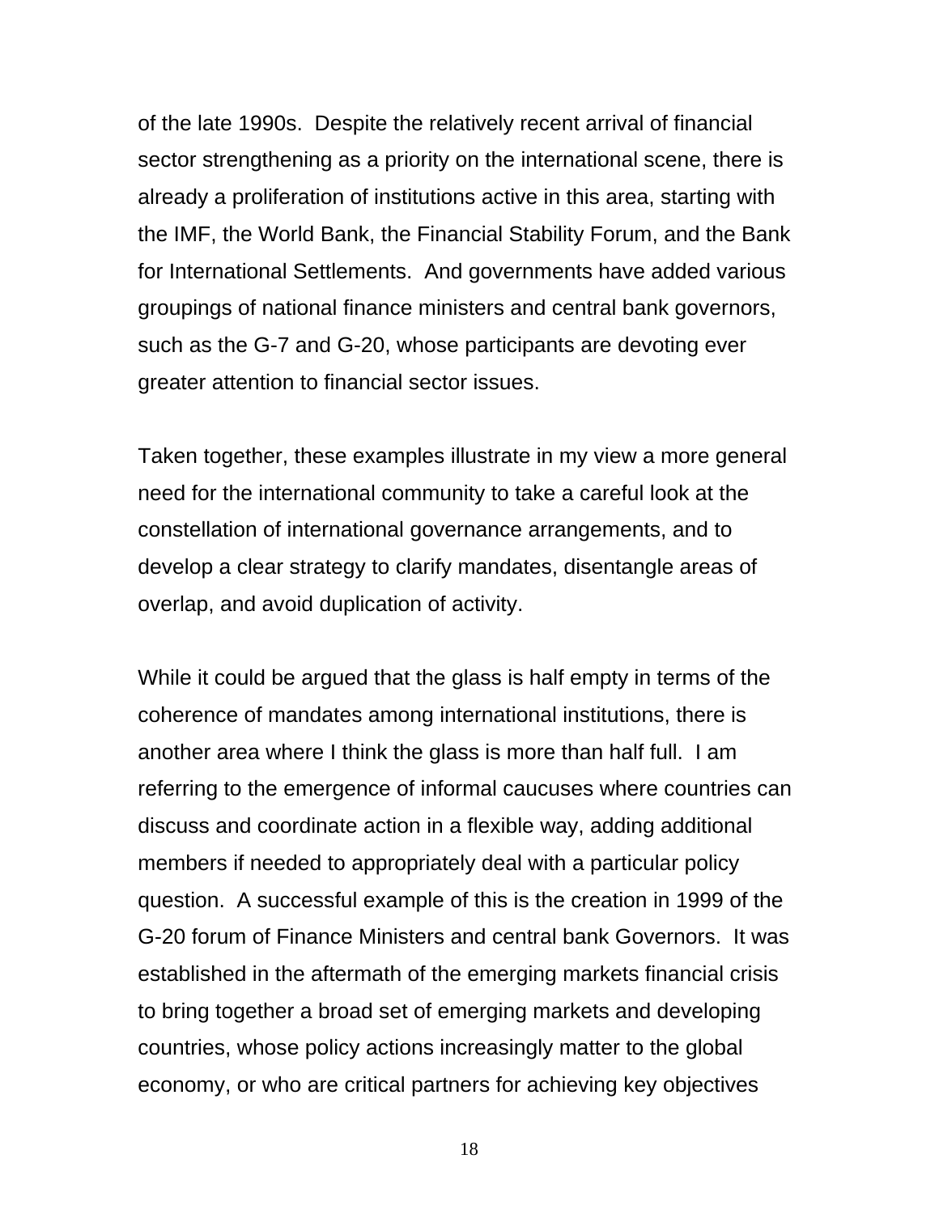of the late 1990s. Despite the relatively recent arrival of financial sector strengthening as a priority on the international scene, there is already a proliferation of institutions active in this area, starting with the IMF, the World Bank, the Financial Stability Forum, and the Bank for International Settlements. And governments have added various groupings of national finance ministers and central bank governors, such as the G-7 and G-20, whose participants are devoting ever greater attention to financial sector issues.

Taken together, these examples illustrate in my view a more general need for the international community to take a careful look at the constellation of international governance arrangements, and to develop a clear strategy to clarify mandates, disentangle areas of overlap, and avoid duplication of activity.

While it could be argued that the glass is half empty in terms of the coherence of mandates among international institutions, there is another area where I think the glass is more than half full. I am referring to the emergence of informal caucuses where countries can discuss and coordinate action in a flexible way, adding additional members if needed to appropriately deal with a particular policy question. A successful example of this is the creation in 1999 of the G-20 forum of Finance Ministers and central bank Governors. It was established in the aftermath of the emerging markets financial crisis to bring together a broad set of emerging markets and developing countries, whose policy actions increasingly matter to the global economy, or who are critical partners for achieving key objectives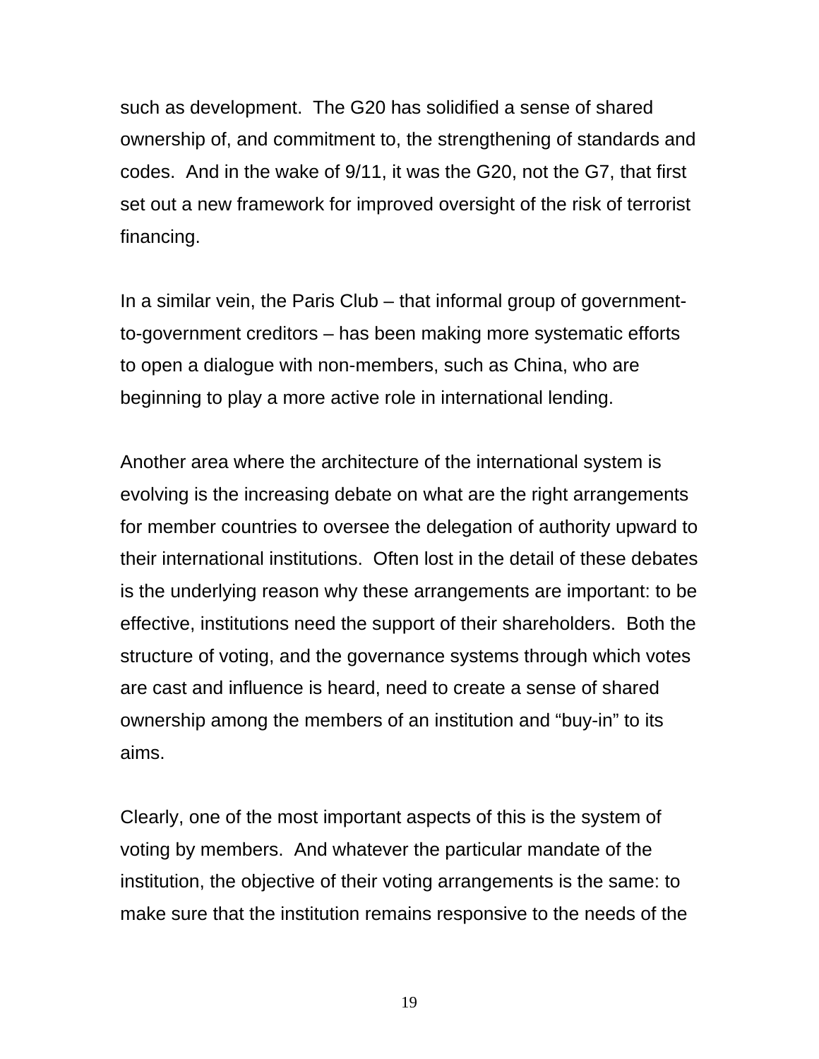such as development. The G20 has solidified a sense of shared ownership of, and commitment to, the strengthening of standards and codes. And in the wake of 9/11, it was the G20, not the G7, that first set out a new framework for improved oversight of the risk of terrorist financing.

In a similar vein, the Paris Club – that informal group of government-to-government creditors – has been making more systematic efforts to open a dialogue with non-members, such as China, who are beginning to play a more active role in international lending.

Another area where the architecture of the international system is evolving is the increasing debate on what are the right arrangements for member countries to oversee the delegation of authority upward to their international institutions. Often lost in the detail of these debates is the underlying reason why these arrangements are important: to be effective, institutions need the support of their shareholders. Both the structure of voting, and the governance systems through which votes are cast and influence is heard, need to create a sense of shared ownership among the members of an institution and "buy-in" to its aims.

Clearly, one of the most important aspects of this is the system of voting by members. And whatever the particular mandate of the institution, the objective of their voting arrangements is the same: to make sure that the institution remains responsive to the needs of the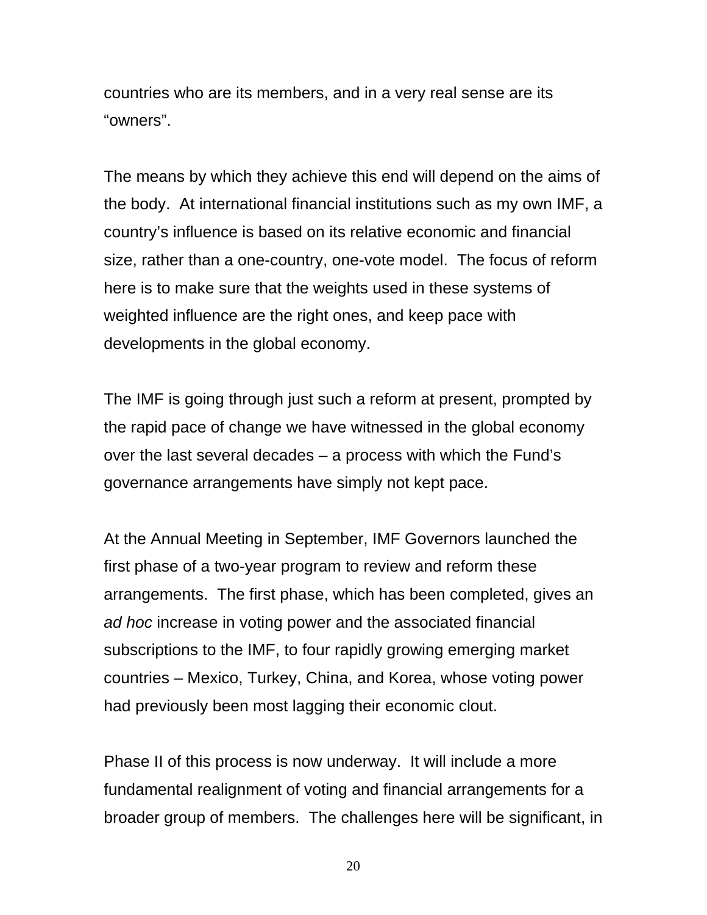countries who are its members, and in a very real sense are its "owners".

The means by which they achieve this end will depend on the aims of the body. At international financial institutions such as my own IMF, a country's influence is based on its relative economic and financial size, rather than a one-country, one-vote model. The focus of reform here is to make sure that the weights used in these systems of weighted influence are the right ones, and keep pace with developments in the global economy.

The IMF is going through just such a reform at present, prompted by the rapid pace of change we have witnessed in the global economy over the last several decades – a process with which the Fund's governance arrangements have simply not kept pace.

At the Annual Meeting in September, IMF Governors launched the first phase of a two-year program to review and reform these arrangements. The first phase, which has been completed, gives an *ad hoc* increase in voting power and the associated financial subscriptions to the IMF, to four rapidly growing emerging market countries – Mexico, Turkey, China, and Korea, whose voting power had previously been most lagging their economic clout.

Phase II of this process is now underway. It will include a more fundamental realignment of voting and financial arrangements for a broader group of members. The challenges here will be significant, in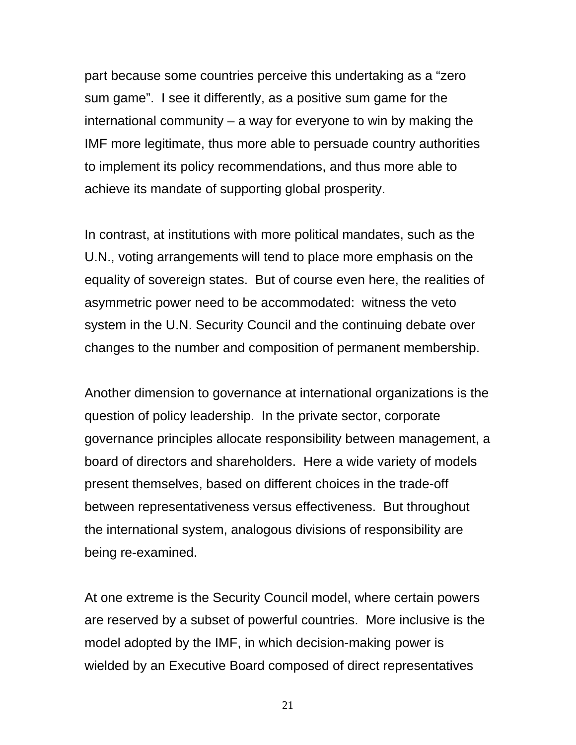part because some countries perceive this undertaking as a “zero sum game”.  I see it differently, as a positive sum game for the international community – a way for everyone to win by making the IMF more legitimate, thus more able to persuade country authorities to implement its policy recommendations, and thus more able to achieve its mandate of supporting global prosperity.

In contrast, at institutions with more political mandates, such as the U.N., voting arrangements will tend to place more emphasis on the equality of sovereign states.  But of course even here, the realities of asymmetric power need to be accommodated:  witness the veto system in the U.N. Security Council and the continuing debate over changes to the number and composition of permanent membership.

Another dimension to governance at international organizations is the question of policy leadership.  In the private sector, corporate governance principles allocate responsibility between management, a board of directors and shareholders.  Here a wide variety of models present themselves, based on different choices in the trade-off between representativeness versus effectiveness.  But throughout the international system, analogous divisions of responsibility are being re-examined.

At one extreme is the Security Council model, where certain powers are reserved by a subset of powerful countries.  More inclusive is the model adopted by the IMF, in which decision-making power is wielded by an Executive Board composed of direct representatives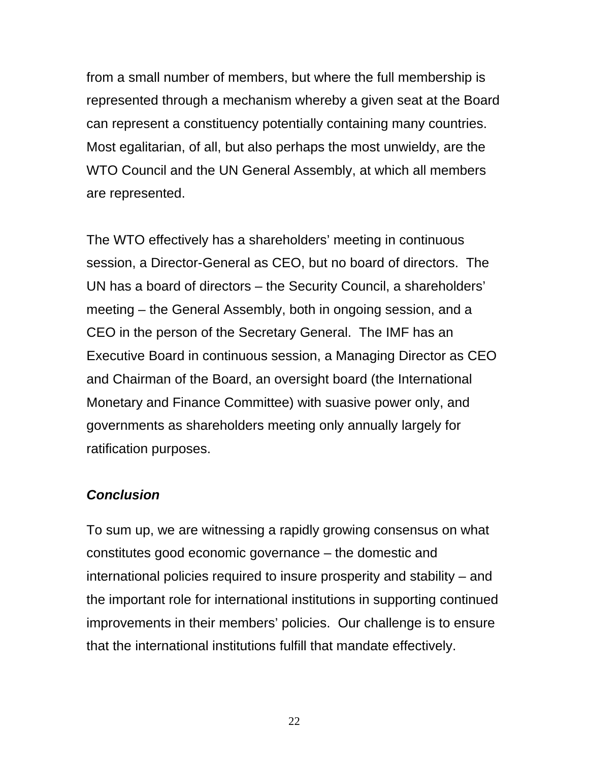from a small number of members, but where the full membership is represented through a mechanism whereby a given seat at the Board can represent a constituency potentially containing many countries. Most egalitarian, of all, but also perhaps the most unwieldy, are the WTO Council and the UN General Assembly, at which all members are represented.

The WTO effectively has a shareholders' meeting in continuous session, a Director-General as CEO, but no board of directors. The UN has a board of directors – the Security Council, a shareholders' meeting – the General Assembly, both in ongoing session, and a CEO in the person of the Secretary General. The IMF has an Executive Board in continuous session, a Managing Director as CEO and Chairman of the Board, an oversight board (the International Monetary and Finance Committee) with suasive power only, and governments as shareholders meeting only annually largely for ratification purposes.

### ***Conclusion***

To sum up, we are witnessing a rapidly growing consensus on what constitutes good economic governance – the domestic and international policies required to insure prosperity and stability – and the important role for international institutions in supporting continued improvements in their members' policies. Our challenge is to ensure that the international institutions fulfill that mandate effectively.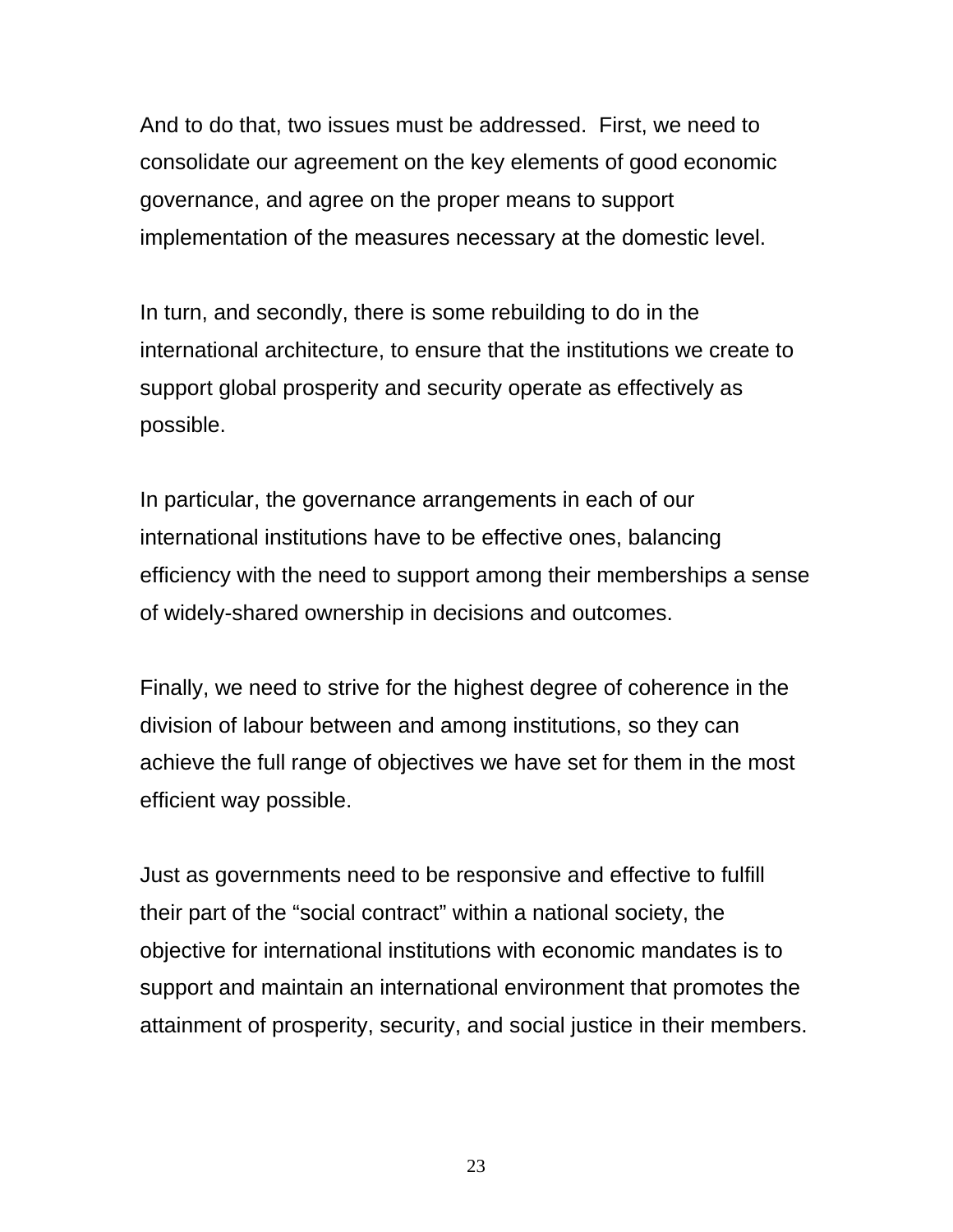And to do that, two issues must be addressed. First, we need to consolidate our agreement on the key elements of good economic governance, and agree on the proper means to support implementation of the measures necessary at the domestic level.

In turn, and secondly, there is some rebuilding to do in the international architecture, to ensure that the institutions we create to support global prosperity and security operate as effectively as possible.

In particular, the governance arrangements in each of our international institutions have to be effective ones, balancing efficiency with the need to support among their memberships a sense of widely-shared ownership in decisions and outcomes.

Finally, we need to strive for the highest degree of coherence in the division of labour between and among institutions, so they can achieve the full range of objectives we have set for them in the most efficient way possible.

Just as governments need to be responsive and effective to fulfill their part of the "social contract" within a national society, the objective for international institutions with economic mandates is to support and maintain an international environment that promotes the attainment of prosperity, security, and social justice in their members.